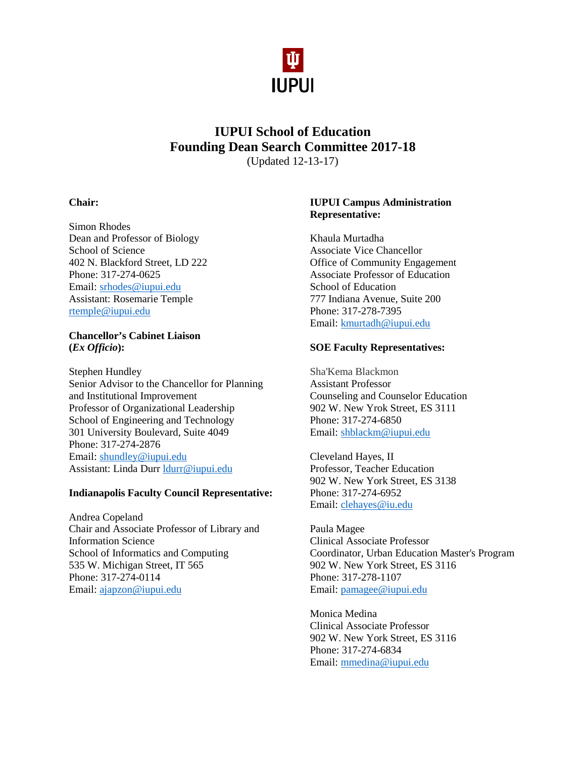IUPUI

# IUPUI School of Education
# Founding Dean Search Committee 2017-18

(Updated 12-13-17)

**Chair:**

Simon Rhodes
Dean and Professor of Biology
School of Science
402 N. Blackford Street, LD 222
Phone: 317-274-0625
Email: srhodes@iupui.edu
Assistant: Rosemarie Temple
rtemple@iupui.edu

**Chancellor's Cabinet Liaison (*Ex Officio*):**

Stephen Hundley
Senior Advisor to the Chancellor for Planning and Institutional Improvement
Professor of Organizational Leadership
School of Engineering and Technology
301 University Boulevard, Suite 4049
Phone: 317-274-2876
Email: shundley@iupui.edu
Assistant: Linda Durr ldurr@iupui.edu

**Indianapolis Faculty Council Representative:**

Andrea Copeland
Chair and Associate Professor of Library and Information Science
School of Informatics and Computing
535 W. Michigan Street, IT 565
Phone: 317-274-0114
Email: ajapzon@iupui.edu

**IUPUI Campus Administration Representative:**

Khaula Murtadha
Associate Vice Chancellor
Office of Community Engagement
Associate Professor of Education
School of Education
777 Indiana Avenue, Suite 200
Phone: 317-278-7395
Email: kmurtadh@iupui.edu

**SOE Faculty Representatives:**

Sha'Kema Blackmon
Assistant Professor
Counseling and Counselor Education
902 W. New Yrok Street, ES 3111
Phone: 317-274-6850
Email: shblackm@iupui.edu

Cleveland Hayes, II
Professor, Teacher Education
902 W. New York Street, ES 3138
Phone: 317-274-6952
Email: clehayes@iu.edu

Paula Magee
Clinical Associate Professor
Coordinator, Urban Education Master's Program
902 W. New York Street, ES 3116
Phone: 317-278-1107
Email: pamagee@iupui.edu

Monica Medina
Clinical Associate Professor
902 W. New York Street, ES 3116
Phone: 317-274-6834
Email: mmedina@iupui.edu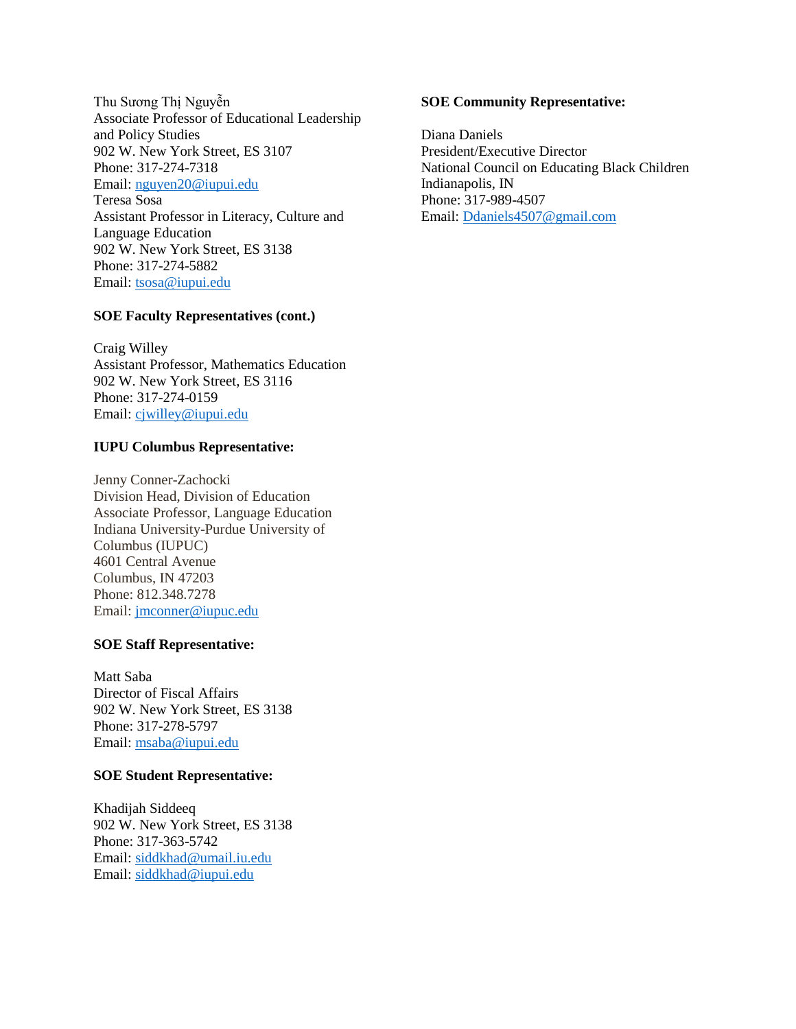Thu Sương Thị Nguyễn
Associate Professor of Educational Leadership and Policy Studies
902 W. New York Street, ES 3107
Phone: 317-274-7318
Email: nguyen20@iupui.edu

Teresa Sosa
Assistant Professor in Literacy, Culture and Language Education
902 W. New York Street, ES 3138
Phone: 317-274-5882
Email: tsosa@iupui.edu

**SOE Faculty Representatives (cont.)**

Craig Willey
Assistant Professor, Mathematics Education
902 W. New York Street, ES 3116
Phone: 317-274-0159
Email: cjwilley@iupui.edu

**IUPU Columbus Representative:**

Jenny Conner-Zachocki
Division Head, Division of Education
Associate Professor, Language Education
Indiana University-Purdue University of Columbus (IUPUC)
4601 Central Avenue
Columbus, IN 47203
Phone: 812.348.7278
Email: jmconner@iupuc.edu

**SOE Staff Representative:**

Matt Saba
Director of Fiscal Affairs
902 W. New York Street, ES 3138
Phone: 317-278-5797
Email: msaba@iupui.edu

**SOE Student Representative:**

Khadijah Siddeeq
902 W. New York Street, ES 3138
Phone: 317-363-5742
Email: siddkhad@umail.iu.edu
Email: siddkhad@iupui.edu

**SOE Community Representative:**

Diana Daniels
President/Executive Director
National Council on Educating Black Children
Indianapolis, IN
Phone: 317-989-4507
Email: Ddaniels4507@gmail.com